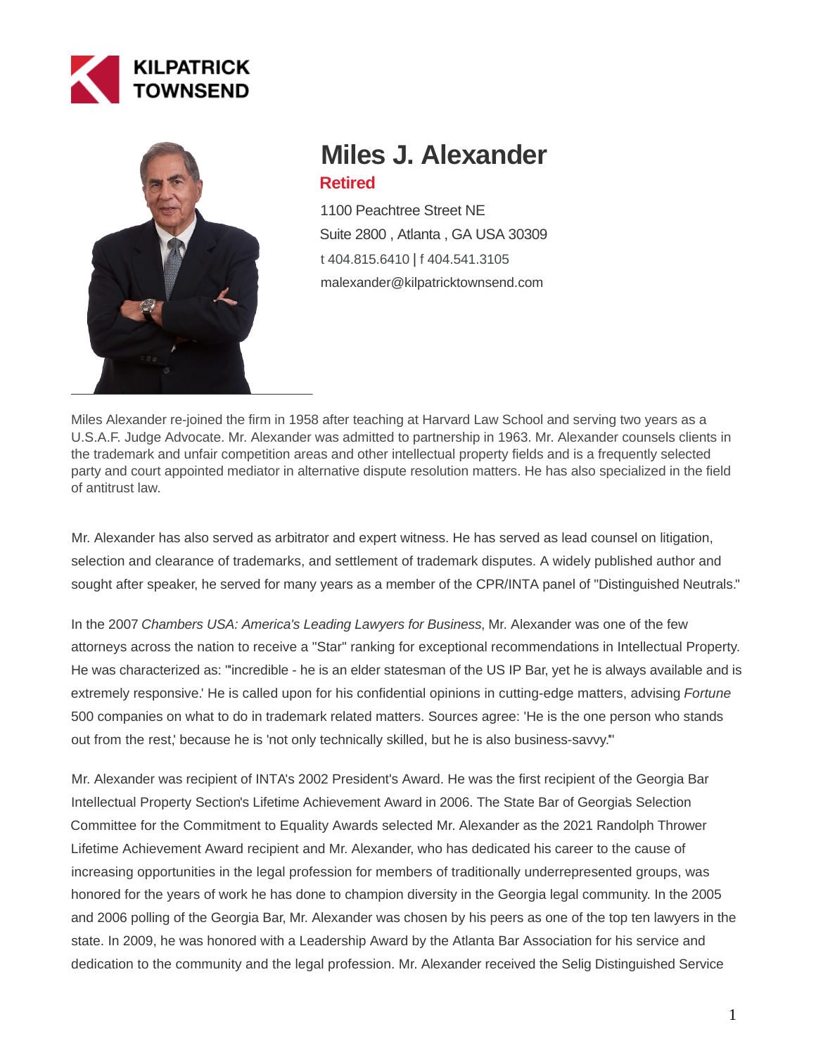KILPATRICK TOWNSEND

# Miles J. Alexander

**Retired**

1100 Peachtree Street NE
Suite 2800 , Atlanta , GA USA 30309
t 404.815.6410 | f 404.541.3105
malexander@kilpatricktownsend.com

Miles Alexander re-joined the firm in 1958 after teaching at Harvard Law School and serving two years as a U.S.A.F. Judge Advocate. Mr. Alexander was admitted to partnership in 1963. Mr. Alexander counsels clients in the trademark and unfair competition areas and other intellectual property fields and is a frequently selected party and court appointed mediator in alternative dispute resolution matters. He has also specialized in the field of antitrust law.

Mr. Alexander has also served as arbitrator and expert witness. He has served as lead counsel on litigation, selection and clearance of trademarks, and settlement of trademark disputes. A widely published author and sought after speaker, he served for many years as a member of the CPR/INTA panel of "Distinguished Neutrals."

In the 2007 *Chambers USA: America's Leading Lawyers for Business*, Mr. Alexander was one of the few attorneys across the nation to receive a "Star" ranking for exceptional recommendations in Intellectual Property. He was characterized as: "'incredible - he is an elder statesman of the US IP Bar, yet he is always available and is extremely responsive.' He is called upon for his confidential opinions in cutting-edge matters, advising *Fortune* 500 companies on what to do in trademark related matters. Sources agree: 'He is the one person who stands out from the rest,' because he is 'not only technically skilled, but he is also business-savvy.'"

Mr. Alexander was recipient of INTA's 2002 President's Award. He was the first recipient of the Georgia Bar Intellectual Property Section's Lifetime Achievement Award in 2006. The State Bar of Georgia's Selection Committee for the Commitment to Equality Awards selected Mr. Alexander as the 2021 Randolph Thrower Lifetime Achievement Award recipient and Mr. Alexander, who has dedicated his career to the cause of increasing opportunities in the legal profession for members of traditionally underrepresented groups, was honored for the years of work he has done to champion diversity in the Georgia legal community. In the 2005 and 2006 polling of the Georgia Bar, Mr. Alexander was chosen by his peers as one of the top ten lawyers in the state. In 2009, he was honored with a Leadership Award by the Atlanta Bar Association for his service and dedication to the community and the legal profession. Mr. Alexander received the Selig Distinguished Service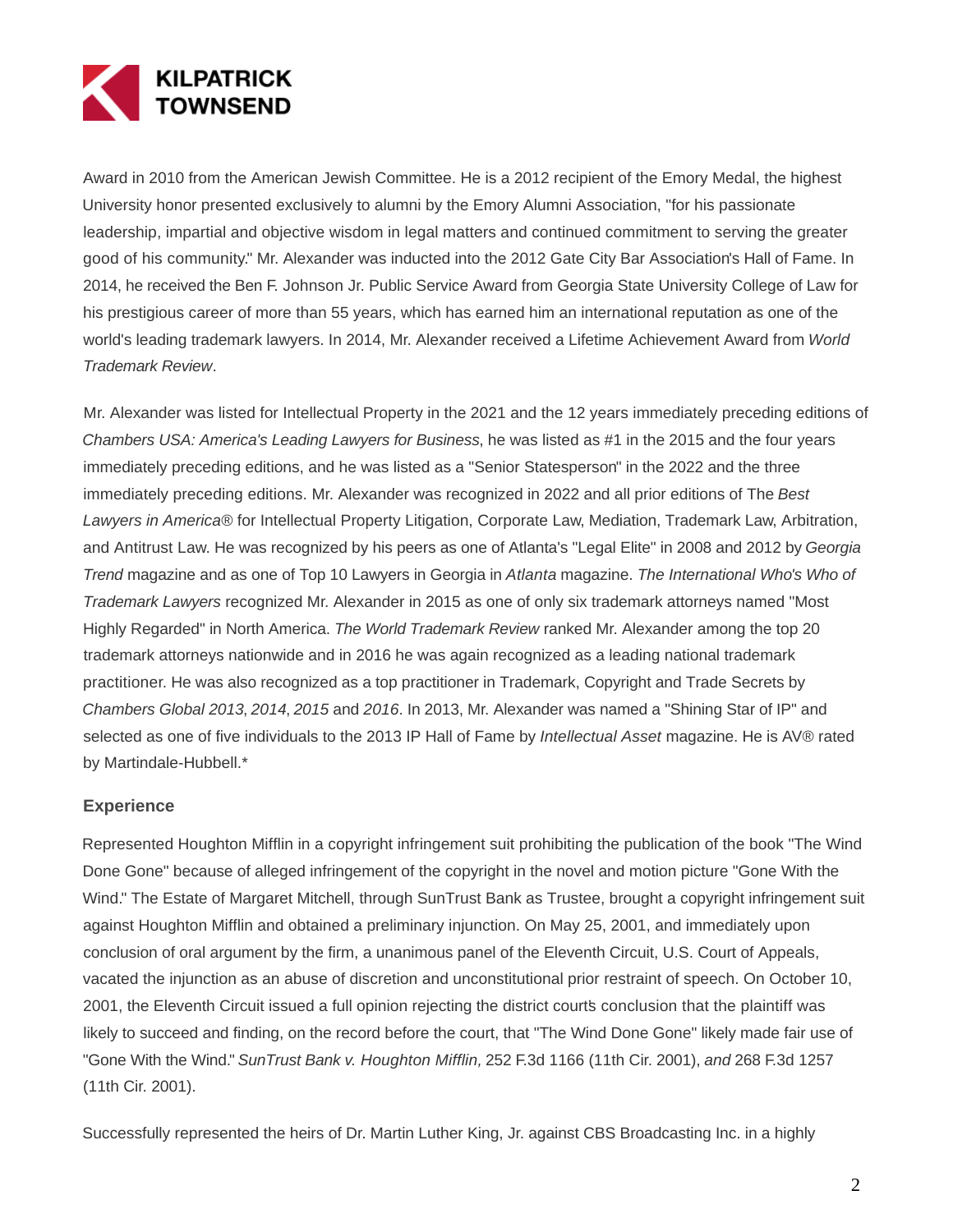Award in 2010 from the American Jewish Committee. He is a 2012 recipient of the Emory Medal, the highest University honor presented exclusively to alumni by the Emory Alumni Association, "for his passionate leadership, impartial and objective wisdom in legal matters and continued commitment to serving the greater good of his community." Mr. Alexander was inducted into the 2012 Gate City Bar Association's Hall of Fame. In 2014, he received the Ben F. Johnson Jr. Public Service Award from Georgia State University College of Law for his prestigious career of more than 55 years, which has earned him an international reputation as one of the world's leading trademark lawyers. In 2014, Mr. Alexander received a Lifetime Achievement Award from *World Trademark Review*.

Mr. Alexander was listed for Intellectual Property in the 2021 and the 12 years immediately preceding editions of *Chambers USA: America's Leading Lawyers for Business*, he was listed as #1 in the 2015 and the four years immediately preceding editions, and he was listed as a "Senior Statesperson" in the 2022 and the three immediately preceding editions. Mr. Alexander was recognized in 2022 and all prior editions of The *Best Lawyers in America®* for Intellectual Property Litigation, Corporate Law, Mediation, Trademark Law, Arbitration, and Antitrust Law. He was recognized by his peers as one of Atlanta's "Legal Elite" in 2008 and 2012 by *Georgia Trend* magazine and as one of Top 10 Lawyers in Georgia in *Atlanta* magazine. *The International Who's Who of Trademark Lawyers* recognized Mr. Alexander in 2015 as one of only six trademark attorneys named "Most Highly Regarded" in North America. *The World Trademark Review* ranked Mr. Alexander among the top 20 trademark attorneys nationwide and in 2016 he was again recognized as a leading national trademark practitioner. He was also recognized as a top practitioner in Trademark, Copyright and Trade Secrets by *Chambers Global 2013*, *2014*, *2015* and *2016*. In 2013, Mr. Alexander was named a "Shining Star of IP" and selected as one of five individuals to the 2013 IP Hall of Fame by *Intellectual Asset* magazine. He is AV® rated by Martindale-Hubbell.*

## Experience

Represented Houghton Mifflin in a copyright infringement suit prohibiting the publication of the book "The Wind Done Gone" because of alleged infringement of the copyright in the novel and motion picture "Gone With the Wind." The Estate of Margaret Mitchell, through SunTrust Bank as Trustee, brought a copyright infringement suit against Houghton Mifflin and obtained a preliminary injunction. On May 25, 2001, and immediately upon conclusion of oral argument by the firm, a unanimous panel of the Eleventh Circuit, U.S. Court of Appeals, vacated the injunction as an abuse of discretion and unconstitutional prior restraint of speech. On October 10, 2001, the Eleventh Circuit issued a full opinion rejecting the district court's conclusion that the plaintiff was likely to succeed and finding, on the record before the court, that "The Wind Done Gone" likely made fair use of "Gone With the Wind." *SunTrust Bank v. Houghton Mifflin,* 252 F.3d 1166 (11th Cir. 2001), *and* 268 F.3d 1257 (11th Cir. 2001).

Successfully represented the heirs of Dr. Martin Luther King, Jr. against CBS Broadcasting Inc. in a highly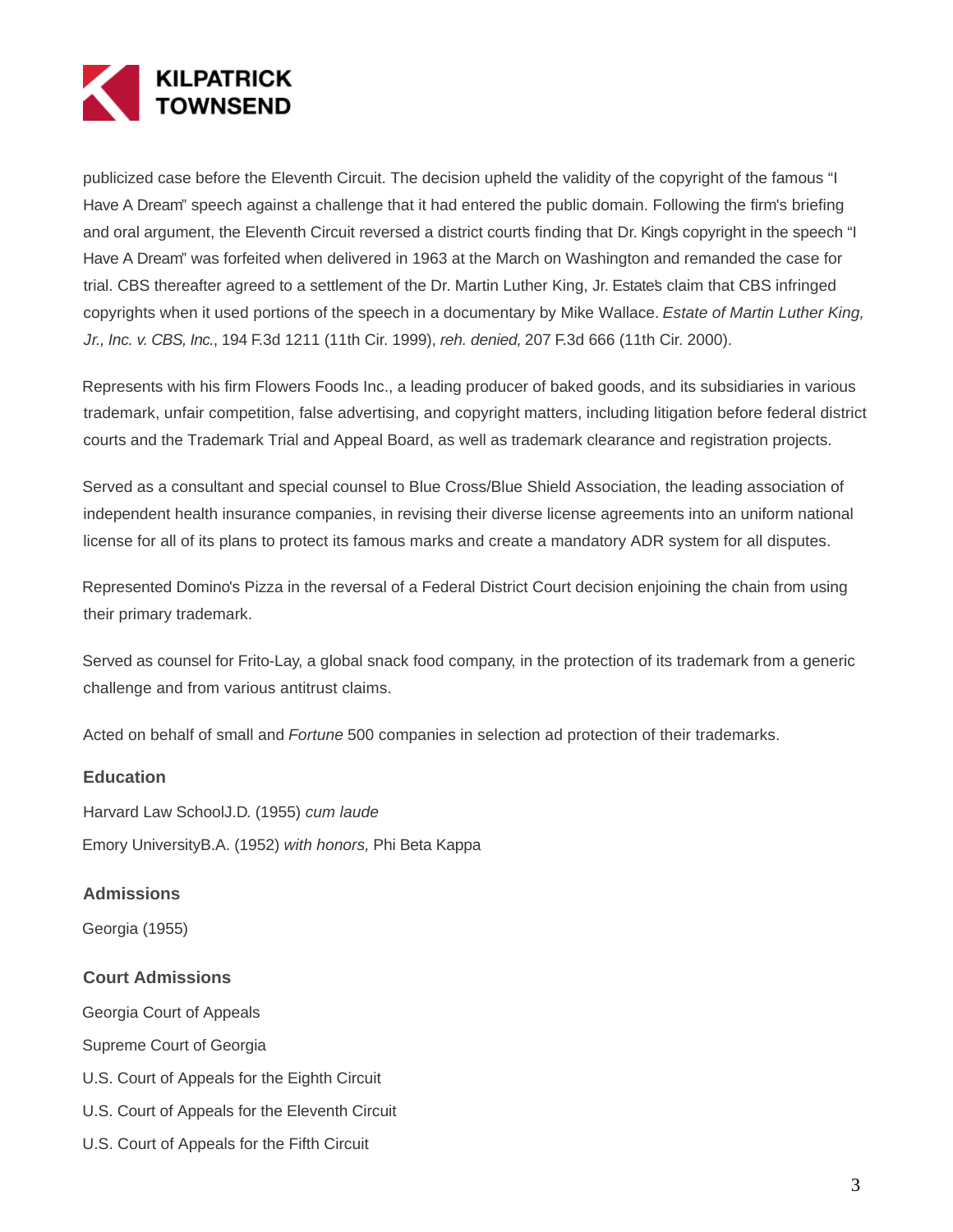publicized case before the Eleventh Circuit. The decision upheld the validity of the copyright of the famous "I Have A Dream" speech against a challenge that it had entered the public domain. Following the firm's briefing and oral argument, the Eleventh Circuit reversed a district court's finding that Dr. King's copyright in the speech "I Have A Dream" was forfeited when delivered in 1963 at the March on Washington and remanded the case for trial. CBS thereafter agreed to a settlement of the Dr. Martin Luther King, Jr. Estate's claim that CBS infringed copyrights when it used portions of the speech in a documentary by Mike Wallace. *Estate of Martin Luther King, Jr., Inc. v. CBS, Inc.*, 194 F.3d 1211 (11th Cir. 1999), *reh. denied,* 207 F.3d 666 (11th Cir. 2000).

Represents with his firm Flowers Foods Inc., a leading producer of baked goods, and its subsidiaries in various trademark, unfair competition, false advertising, and copyright matters, including litigation before federal district courts and the Trademark Trial and Appeal Board, as well as trademark clearance and registration projects.

Served as a consultant and special counsel to Blue Cross/Blue Shield Association, the leading association of independent health insurance companies, in revising their diverse license agreements into an uniform national license for all of its plans to protect its famous marks and create a mandatory ADR system for all disputes.

Represented Domino's Pizza in the reversal of a Federal District Court decision enjoining the chain from using their primary trademark.

Served as counsel for Frito-Lay, a global snack food company, in the protection of its trademark from a generic challenge and from various antitrust claims.

Acted on behalf of small and *Fortune* 500 companies in selection ad protection of their trademarks.

### Education

Harvard Law SchoolJ.D. (1955) *cum laude*

Emory UniversityB.A. (1952) *with honors,* Phi Beta Kappa

### Admissions

Georgia (1955)

### Court Admissions

Georgia Court of Appeals

Supreme Court of Georgia

U.S. Court of Appeals for the Eighth Circuit

U.S. Court of Appeals for the Eleventh Circuit

U.S. Court of Appeals for the Fifth Circuit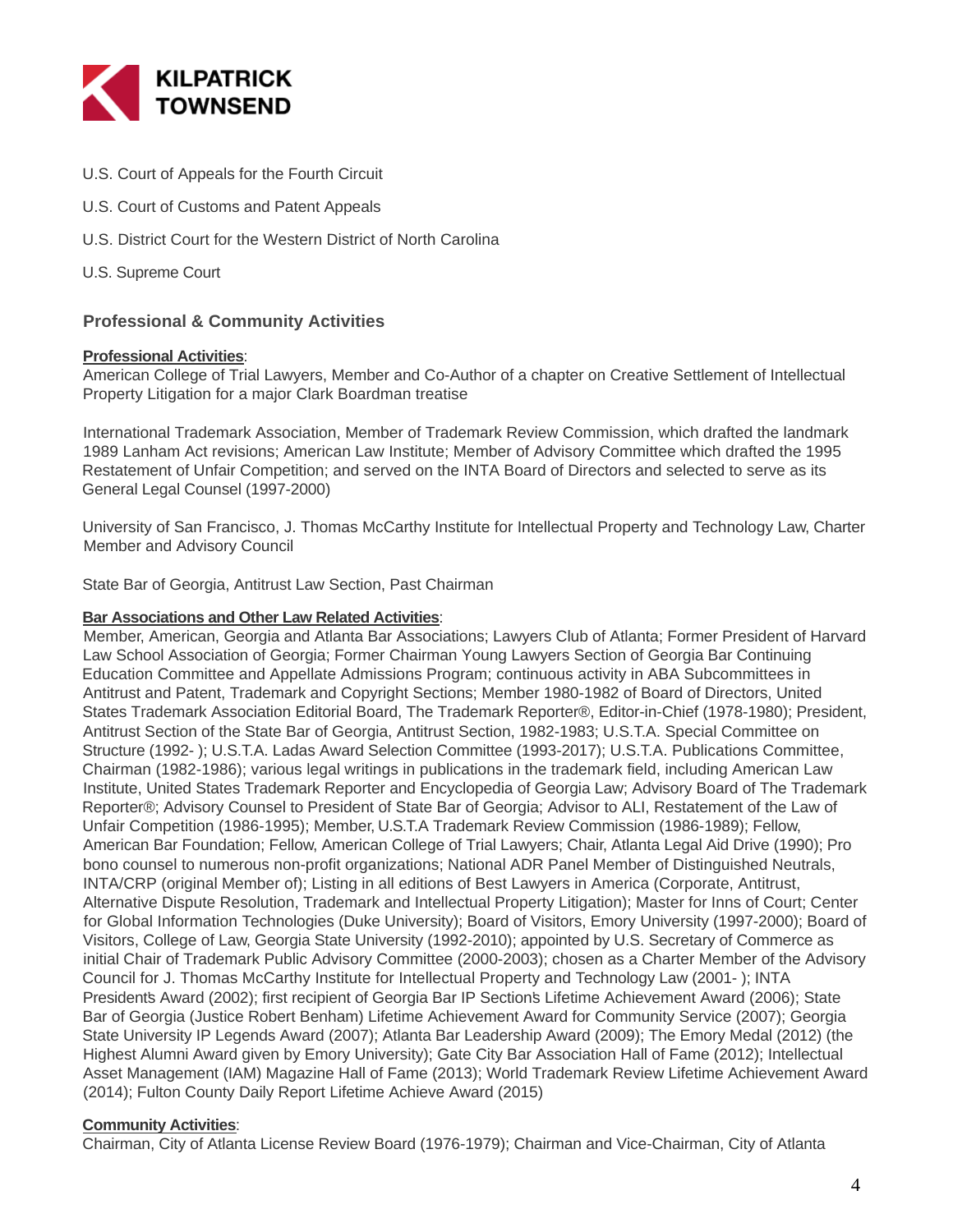U.S. Court of Appeals for the Fourth Circuit

U.S. Court of Customs and Patent Appeals

U.S. District Court for the Western District of North Carolina

U.S. Supreme Court

## Professional & Community Activities

**Professional Activities**:
American College of Trial Lawyers, Member and Co-Author of a chapter on Creative Settlement of Intellectual Property Litigation for a major Clark Boardman treatise

International Trademark Association, Member of Trademark Review Commission, which drafted the landmark 1989 Lanham Act revisions; American Law Institute; Member of Advisory Committee which drafted the 1995 Restatement of Unfair Competition; and served on the INTA Board of Directors and selected to serve as its General Legal Counsel (1997-2000)

University of San Francisco, J. Thomas McCarthy Institute for Intellectual Property and Technology Law, Charter Member and Advisory Council

State Bar of Georgia, Antitrust Law Section, Past Chairman

**Bar Associations and Other Law Related Activities**:
Member, American, Georgia and Atlanta Bar Associations; Lawyers Club of Atlanta; Former President of Harvard Law School Association of Georgia; Former Chairman Young Lawyers Section of Georgia Bar Continuing Education Committee and Appellate Admissions Program; continuous activity in ABA Subcommittees in Antitrust and Patent, Trademark and Copyright Sections; Member 1980-1982 of Board of Directors, United States Trademark Association Editorial Board, The Trademark Reporter®, Editor-in-Chief (1978-1980); President, Antitrust Section of the State Bar of Georgia, Antitrust Section, 1982-1983; U.S.T.A. Special Committee on Structure (1992- ); U.S.T.A. Ladas Award Selection Committee (1993-2017); U.S.T.A. Publications Committee, Chairman (1982-1986); various legal writings in publications in the trademark field, including American Law Institute, United States Trademark Reporter and Encyclopedia of Georgia Law; Advisory Board of The Trademark Reporter®; Advisory Counsel to President of State Bar of Georgia; Advisor to ALI, Restatement of the Law of Unfair Competition (1986-1995); Member, U.S.T.A Trademark Review Commission (1986-1989); Fellow, American Bar Foundation; Fellow, American College of Trial Lawyers; Chair, Atlanta Legal Aid Drive (1990); Pro bono counsel to numerous non-profit organizations; National ADR Panel Member of Distinguished Neutrals, INTA/CRP (original Member of); Listing in all editions of Best Lawyers in America (Corporate, Antitrust, Alternative Dispute Resolution, Trademark and Intellectual Property Litigation); Master for Inns of Court; Center for Global Information Technologies (Duke University); Board of Visitors, Emory University (1997-2000); Board of Visitors, College of Law, Georgia State University (1992-2010); appointed by U.S. Secretary of Commerce as initial Chair of Trademark Public Advisory Committee (2000-2003); chosen as a Charter Member of the Advisory Council for J. Thomas McCarthy Institute for Intellectual Property and Technology Law (2001- ); INTA President's Award (2002); first recipient of Georgia Bar IP Section's Lifetime Achievement Award (2006); State Bar of Georgia (Justice Robert Benham) Lifetime Achievement Award for Community Service (2007); Georgia State University IP Legends Award (2007); Atlanta Bar Leadership Award (2009); The Emory Medal (2012) (the Highest Alumni Award given by Emory University); Gate City Bar Association Hall of Fame (2012); Intellectual Asset Management (IAM) Magazine Hall of Fame (2013); World Trademark Review Lifetime Achievement Award (2014); Fulton County Daily Report Lifetime Achieve Award (2015)

**Community Activities**:
Chairman, City of Atlanta License Review Board (1976-1979); Chairman and Vice-Chairman, City of Atlanta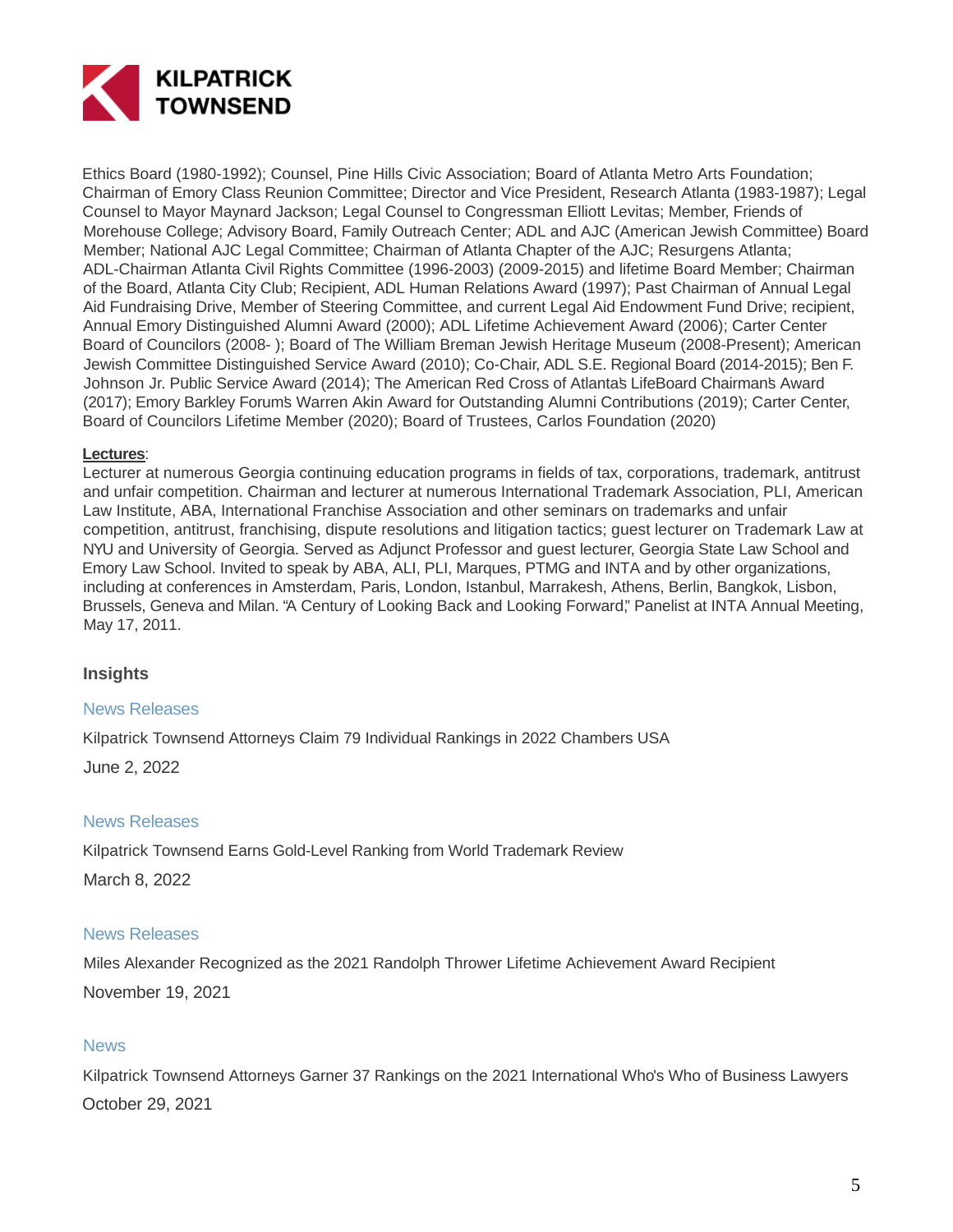Ethics Board (1980-1992); Counsel, Pine Hills Civic Association; Board of Atlanta Metro Arts Foundation; Chairman of Emory Class Reunion Committee; Director and Vice President, Research Atlanta (1983-1987); Legal Counsel to Mayor Maynard Jackson; Legal Counsel to Congressman Elliott Levitas; Member, Friends of Morehouse College; Advisory Board, Family Outreach Center; ADL and AJC (American Jewish Committee) Board Member; National AJC Legal Committee; Chairman of Atlanta Chapter of the AJC; Resurgens Atlanta; ADL-Chairman Atlanta Civil Rights Committee (1996-2003) (2009-2015) and lifetime Board Member; Chairman of the Board, Atlanta City Club; Recipient, ADL Human Relations Award (1997); Past Chairman of Annual Legal Aid Fundraising Drive, Member of Steering Committee, and current Legal Aid Endowment Fund Drive; recipient, Annual Emory Distinguished Alumni Award (2000); ADL Lifetime Achievement Award (2006); Carter Center Board of Councilors (2008- ); Board of The William Breman Jewish Heritage Museum (2008-Present); American Jewish Committee Distinguished Service Award (2010); Co-Chair, ADL S.E. Regional Board (2014-2015); Ben F. Johnson Jr. Public Service Award (2014); The American Red Cross of Atlanta's LifeBoard Chairman's Award (2017); Emory Barkley Forum's Warren Akin Award for Outstanding Alumni Contributions (2019); Carter Center, Board of Councilors Lifetime Member (2020); Board of Trustees, Carlos Foundation (2020)

**Lectures**:
Lecturer at numerous Georgia continuing education programs in fields of tax, corporations, trademark, antitrust and unfair competition. Chairman and lecturer at numerous International Trademark Association, PLI, American Law Institute, ABA, International Franchise Association and other seminars on trademarks and unfair competition, antitrust, franchising, dispute resolutions and litigation tactics; guest lecturer on Trademark Law at NYU and University of Georgia. Served as Adjunct Professor and guest lecturer, Georgia State Law School and Emory Law School. Invited to speak by ABA, ALI, PLI, Marques, PTMG and INTA and by other organizations, including at conferences in Amsterdam, Paris, London, Istanbul, Marrakesh, Athens, Berlin, Bangkok, Lisbon, Brussels, Geneva and Milan. "A Century of Looking Back and Looking Forward," Panelist at INTA Annual Meeting, May 17, 2011.

## Insights

News Releases

Kilpatrick Townsend Attorneys Claim 79 Individual Rankings in 2022 Chambers USA

June 2, 2022

News Releases

Kilpatrick Townsend Earns Gold-Level Ranking from World Trademark Review

March 8, 2022

News Releases

Miles Alexander Recognized as the 2021 Randolph Thrower Lifetime Achievement Award Recipient

November 19, 2021

News

Kilpatrick Townsend Attorneys Garner 37 Rankings on the 2021 International Who's Who of Business Lawyers

October 29, 2021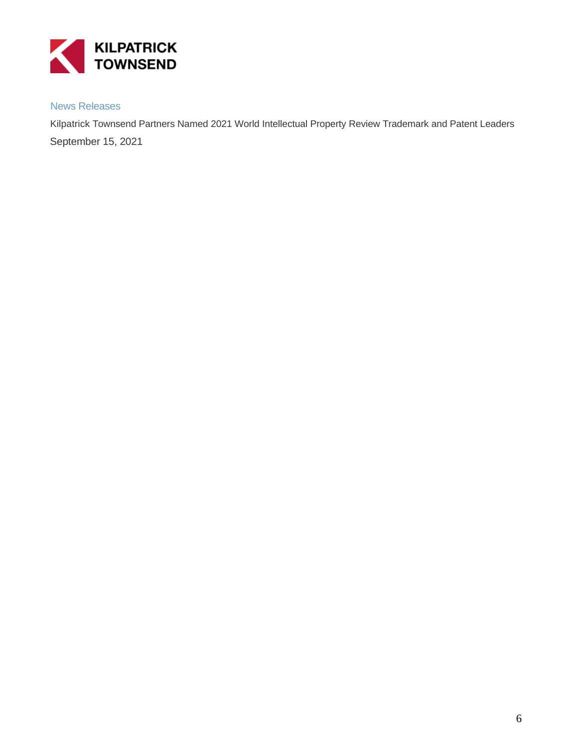KILPATRICK TOWNSEND

News Releases

Kilpatrick Townsend Partners Named 2021 World Intellectual Property Review Trademark and Patent Leaders

September 15, 2021